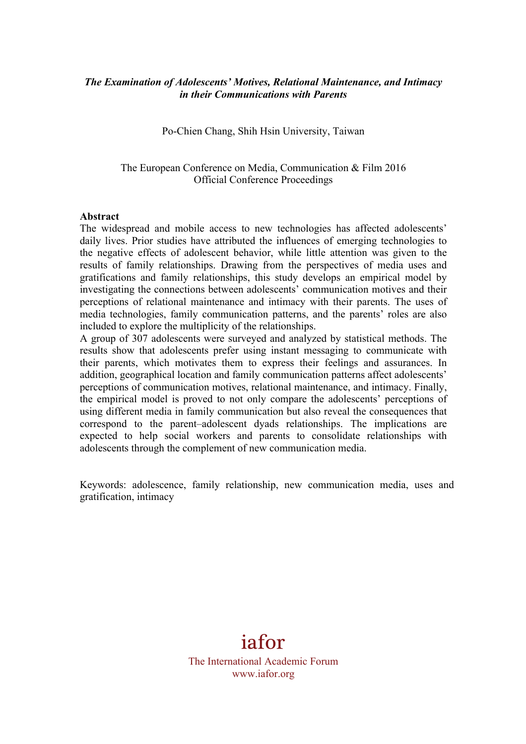***The Examination of Adolescents' Motives, Relational Maintenance, and Intimacy in their Communications with Parents***

Po-Chien Chang, Shih Hsin University, Taiwan

The European Conference on Media, Communication & Film 2016
Official Conference Proceedings

**Abstract**

The widespread and mobile access to new technologies has affected adolescents' daily lives. Prior studies have attributed the influences of emerging technologies to the negative effects of adolescent behavior, while little attention was given to the results of family relationships. Drawing from the perspectives of media uses and gratifications and family relationships, this study develops an empirical model by investigating the connections between adolescents' communication motives and their perceptions of relational maintenance and intimacy with their parents. The uses of media technologies, family communication patterns, and the parents' roles are also included to explore the multiplicity of the relationships.

A group of 307 adolescents were surveyed and analyzed by statistical methods. The results show that adolescents prefer using instant messaging to communicate with their parents, which motivates them to express their feelings and assurances. In addition, geographical location and family communication patterns affect adolescents' perceptions of communication motives, relational maintenance, and intimacy. Finally, the empirical model is proved to not only compare the adolescents' perceptions of using different media in family communication but also reveal the consequences that correspond to the parent–adolescent dyads relationships. The implications are expected to help social workers and parents to consolidate relationships with adolescents through the complement of new communication media.

Keywords: adolescence, family relationship, new communication media, uses and gratification, intimacy

iafor
The International Academic Forum
www.iafor.org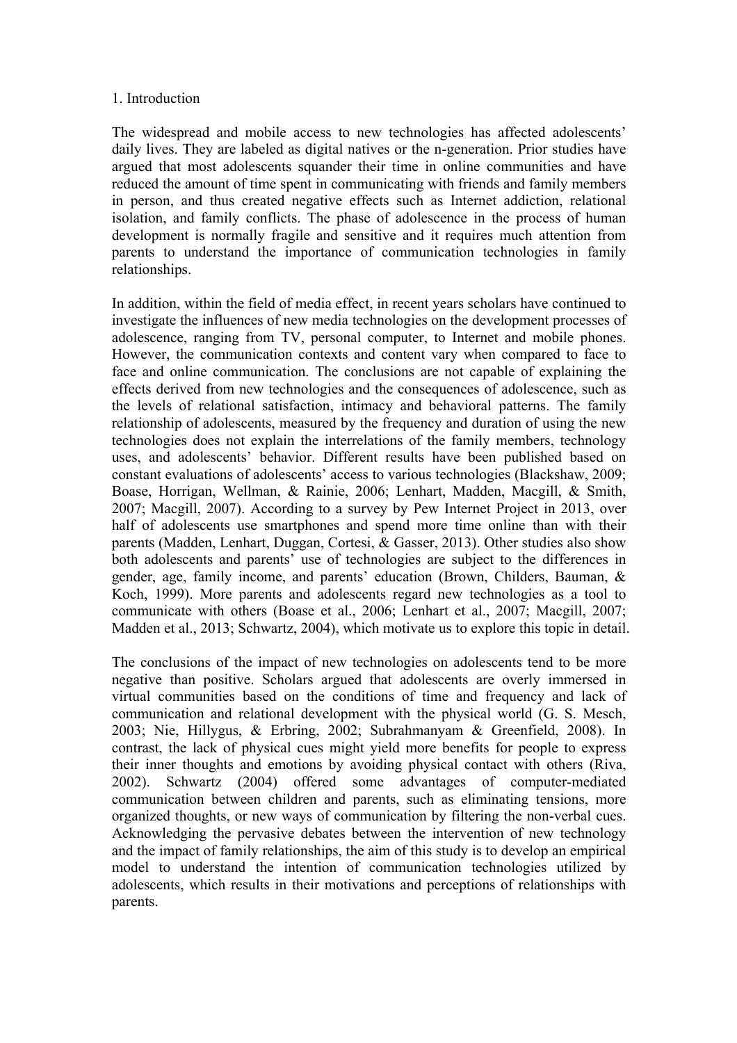## 1. Introduction

The widespread and mobile access to new technologies has affected adolescents' daily lives. They are labeled as digital natives or the n-generation. Prior studies have argued that most adolescents squander their time in online communities and have reduced the amount of time spent in communicating with friends and family members in person, and thus created negative effects such as Internet addiction, relational isolation, and family conflicts. The phase of adolescence in the process of human development is normally fragile and sensitive and it requires much attention from parents to understand the importance of communication technologies in family relationships.

In addition, within the field of media effect, in recent years scholars have continued to investigate the influences of new media technologies on the development processes of adolescence, ranging from TV, personal computer, to Internet and mobile phones. However, the communication contexts and content vary when compared to face to face and online communication. The conclusions are not capable of explaining the effects derived from new technologies and the consequences of adolescence, such as the levels of relational satisfaction, intimacy and behavioral patterns. The family relationship of adolescents, measured by the frequency and duration of using the new technologies does not explain the interrelations of the family members, technology uses, and adolescents' behavior. Different results have been published based on constant evaluations of adolescents' access to various technologies (Blackshaw, 2009; Boase, Horrigan, Wellman, & Rainie, 2006; Lenhart, Madden, Macgill, & Smith, 2007; Macgill, 2007). According to a survey by Pew Internet Project in 2013, over half of adolescents use smartphones and spend more time online than with their parents (Madden, Lenhart, Duggan, Cortesi, & Gasser, 2013). Other studies also show both adolescents and parents' use of technologies are subject to the differences in gender, age, family income, and parents' education (Brown, Childers, Bauman, & Koch, 1999). More parents and adolescents regard new technologies as a tool to communicate with others (Boase et al., 2006; Lenhart et al., 2007; Macgill, 2007; Madden et al., 2013; Schwartz, 2004), which motivate us to explore this topic in detail.

The conclusions of the impact of new technologies on adolescents tend to be more negative than positive. Scholars argued that adolescents are overly immersed in virtual communities based on the conditions of time and frequency and lack of communication and relational development with the physical world (G. S. Mesch, 2003; Nie, Hillygus, & Erbring, 2002; Subrahmanyam & Greenfield, 2008). In contrast, the lack of physical cues might yield more benefits for people to express their inner thoughts and emotions by avoiding physical contact with others (Riva, 2002). Schwartz (2004) offered some advantages of computer-mediated communication between children and parents, such as eliminating tensions, more organized thoughts, or new ways of communication by filtering the non-verbal cues. Acknowledging the pervasive debates between the intervention of new technology and the impact of family relationships, the aim of this study is to develop an empirical model to understand the intention of communication technologies utilized by adolescents, which results in their motivations and perceptions of relationships with parents.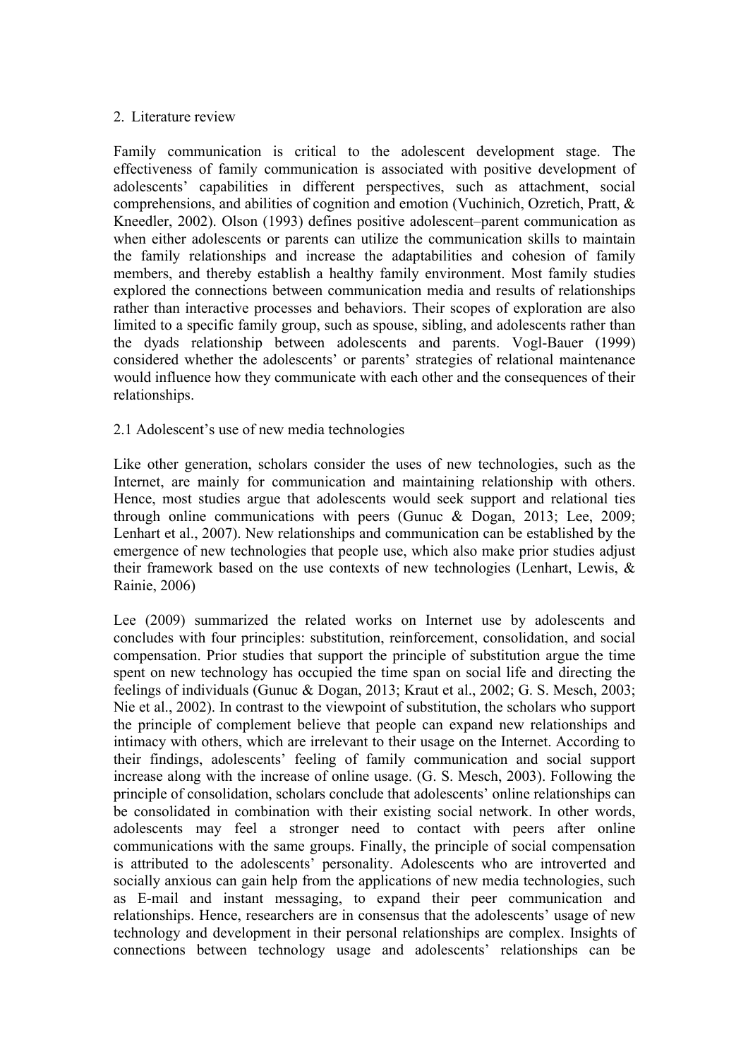## 2. Literature review

Family communication is critical to the adolescent development stage. The effectiveness of family communication is associated with positive development of adolescents' capabilities in different perspectives, such as attachment, social comprehensions, and abilities of cognition and emotion (Vuchinich, Ozretich, Pratt, & Kneedler, 2002). Olson (1993) defines positive adolescent–parent communication as when either adolescents or parents can utilize the communication skills to maintain the family relationships and increase the adaptabilities and cohesion of family members, and thereby establish a healthy family environment. Most family studies explored the connections between communication media and results of relationships rather than interactive processes and behaviors. Their scopes of exploration are also limited to a specific family group, such as spouse, sibling, and adolescents rather than the dyads relationship between adolescents and parents. Vogl-Bauer (1999) considered whether the adolescents' or parents' strategies of relational maintenance would influence how they communicate with each other and the consequences of their relationships.

### 2.1 Adolescent's use of new media technologies

Like other generation, scholars consider the uses of new technologies, such as the Internet, are mainly for communication and maintaining relationship with others. Hence, most studies argue that adolescents would seek support and relational ties through online communications with peers (Gunuc & Dogan, 2013; Lee, 2009; Lenhart et al., 2007). New relationships and communication can be established by the emergence of new technologies that people use, which also make prior studies adjust their framework based on the use contexts of new technologies (Lenhart, Lewis, & Rainie, 2006)

Lee (2009) summarized the related works on Internet use by adolescents and concludes with four principles: substitution, reinforcement, consolidation, and social compensation. Prior studies that support the principle of substitution argue the time spent on new technology has occupied the time span on social life and directing the feelings of individuals (Gunuc & Dogan, 2013; Kraut et al., 2002; G. S. Mesch, 2003; Nie et al., 2002). In contrast to the viewpoint of substitution, the scholars who support the principle of complement believe that people can expand new relationships and intimacy with others, which are irrelevant to their usage on the Internet. According to their findings, adolescents' feeling of family communication and social support increase along with the increase of online usage. (G. S. Mesch, 2003). Following the principle of consolidation, scholars conclude that adolescents' online relationships can be consolidated in combination with their existing social network. In other words, adolescents may feel a stronger need to contact with peers after online communications with the same groups. Finally, the principle of social compensation is attributed to the adolescents' personality. Adolescents who are introverted and socially anxious can gain help from the applications of new media technologies, such as E-mail and instant messaging, to expand their peer communication and relationships. Hence, researchers are in consensus that the adolescents' usage of new technology and development in their personal relationships are complex. Insights of connections between technology usage and adolescents' relationships can be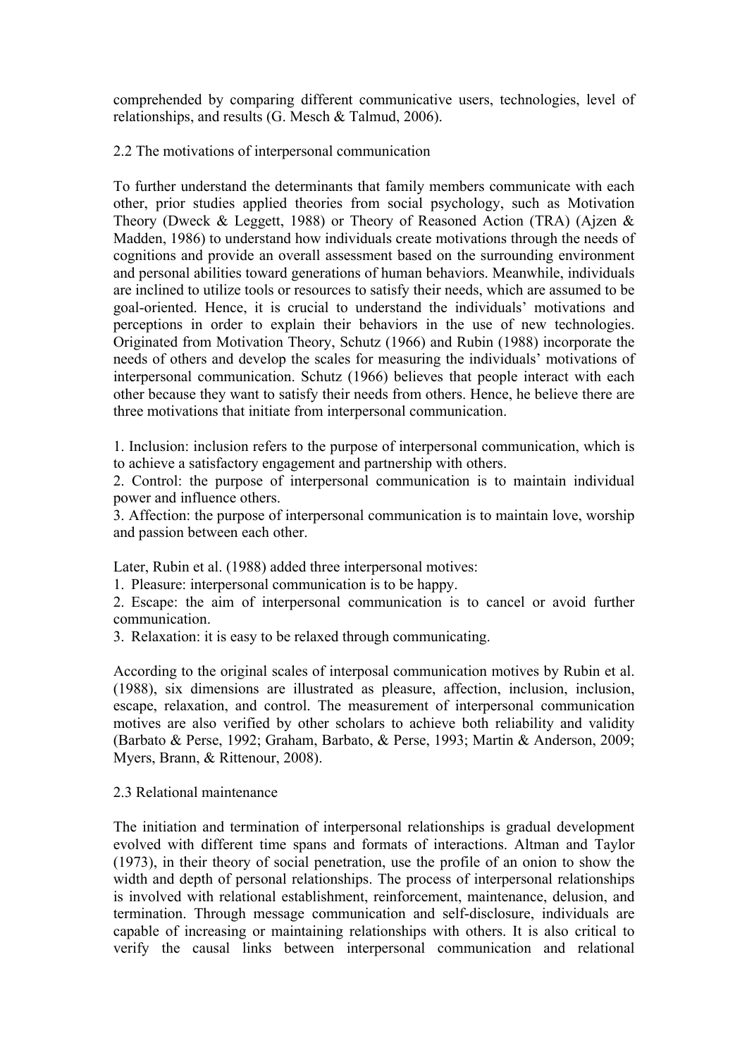comprehended by comparing different communicative users, technologies, level of relationships, and results (G. Mesch & Talmud, 2006).

## 2.2 The motivations of interpersonal communication

To further understand the determinants that family members communicate with each other, prior studies applied theories from social psychology, such as Motivation Theory (Dweck & Leggett, 1988) or Theory of Reasoned Action (TRA) (Ajzen & Madden, 1986) to understand how individuals create motivations through the needs of cognitions and provide an overall assessment based on the surrounding environment and personal abilities toward generations of human behaviors. Meanwhile, individuals are inclined to utilize tools or resources to satisfy their needs, which are assumed to be goal-oriented. Hence, it is crucial to understand the individuals' motivations and perceptions in order to explain their behaviors in the use of new technologies. Originated from Motivation Theory, Schutz (1966) and Rubin (1988) incorporate the needs of others and develop the scales for measuring the individuals' motivations of interpersonal communication. Schutz (1966) believes that people interact with each other because they want to satisfy their needs from others. Hence, he believe there are three motivations that initiate from interpersonal communication.

1. Inclusion: inclusion refers to the purpose of interpersonal communication, which is to achieve a satisfactory engagement and partnership with others.
2. Control: the purpose of interpersonal communication is to maintain individual power and influence others.
3. Affection: the purpose of interpersonal communication is to maintain love, worship and passion between each other.

Later, Rubin et al. (1988) added three interpersonal motives:

1. Pleasure: interpersonal communication is to be happy.
2. Escape: the aim of interpersonal communication is to cancel or avoid further communication.
3. Relaxation: it is easy to be relaxed through communicating.

According to the original scales of interposal communication motives by Rubin et al. (1988), six dimensions are illustrated as pleasure, affection, inclusion, inclusion, escape, relaxation, and control. The measurement of interpersonal communication motives are also verified by other scholars to achieve both reliability and validity (Barbato & Perse, 1992; Graham, Barbato, & Perse, 1993; Martin & Anderson, 2009; Myers, Brann, & Rittenour, 2008).

## 2.3 Relational maintenance

The initiation and termination of interpersonal relationships is gradual development evolved with different time spans and formats of interactions. Altman and Taylor (1973), in their theory of social penetration, use the profile of an onion to show the width and depth of personal relationships. The process of interpersonal relationships is involved with relational establishment, reinforcement, maintenance, delusion, and termination. Through message communication and self-disclosure, individuals are capable of increasing or maintaining relationships with others. It is also critical to verify the causal links between interpersonal communication and relational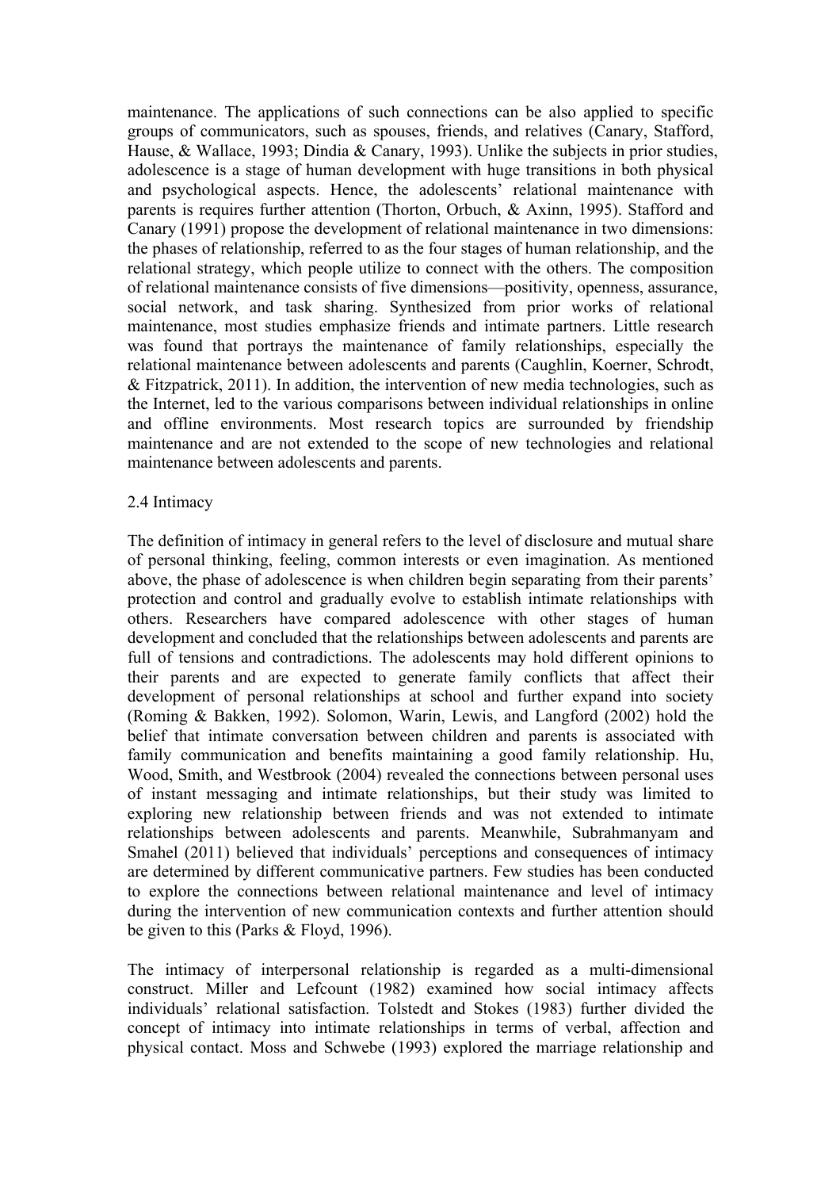maintenance. The applications of such connections can be also applied to specific groups of communicators, such as spouses, friends, and relatives (Canary, Stafford, Hause, & Wallace, 1993; Dindia & Canary, 1993). Unlike the subjects in prior studies, adolescence is a stage of human development with huge transitions in both physical and psychological aspects. Hence, the adolescents' relational maintenance with parents is requires further attention (Thorton, Orbuch, & Axinn, 1995). Stafford and Canary (1991) propose the development of relational maintenance in two dimensions: the phases of relationship, referred to as the four stages of human relationship, and the relational strategy, which people utilize to connect with the others. The composition of relational maintenance consists of five dimensions—positivity, openness, assurance, social network, and task sharing. Synthesized from prior works of relational maintenance, most studies emphasize friends and intimate partners. Little research was found that portrays the maintenance of family relationships, especially the relational maintenance between adolescents and parents (Caughlin, Koerner, Schrodt, & Fitzpatrick, 2011). In addition, the intervention of new media technologies, such as the Internet, led to the various comparisons between individual relationships in online and offline environments. Most research topics are surrounded by friendship maintenance and are not extended to the scope of new technologies and relational maintenance between adolescents and parents.

## 2.4 Intimacy

The definition of intimacy in general refers to the level of disclosure and mutual share of personal thinking, feeling, common interests or even imagination. As mentioned above, the phase of adolescence is when children begin separating from their parents' protection and control and gradually evolve to establish intimate relationships with others. Researchers have compared adolescence with other stages of human development and concluded that the relationships between adolescents and parents are full of tensions and contradictions. The adolescents may hold different opinions to their parents and are expected to generate family conflicts that affect their development of personal relationships at school and further expand into society (Roming & Bakken, 1992). Solomon, Warin, Lewis, and Langford (2002) hold the belief that intimate conversation between children and parents is associated with family communication and benefits maintaining a good family relationship. Hu, Wood, Smith, and Westbrook (2004) revealed the connections between personal uses of instant messaging and intimate relationships, but their study was limited to exploring new relationship between friends and was not extended to intimate relationships between adolescents and parents. Meanwhile, Subrahmanyam and Smahel (2011) believed that individuals' perceptions and consequences of intimacy are determined by different communicative partners. Few studies has been conducted to explore the connections between relational maintenance and level of intimacy during the intervention of new communication contexts and further attention should be given to this (Parks & Floyd, 1996).

The intimacy of interpersonal relationship is regarded as a multi-dimensional construct. Miller and Lefcount (1982) examined how social intimacy affects individuals' relational satisfaction. Tolstedt and Stokes (1983) further divided the concept of intimacy into intimate relationships in terms of verbal, affection and physical contact. Moss and Schwebe (1993) explored the marriage relationship and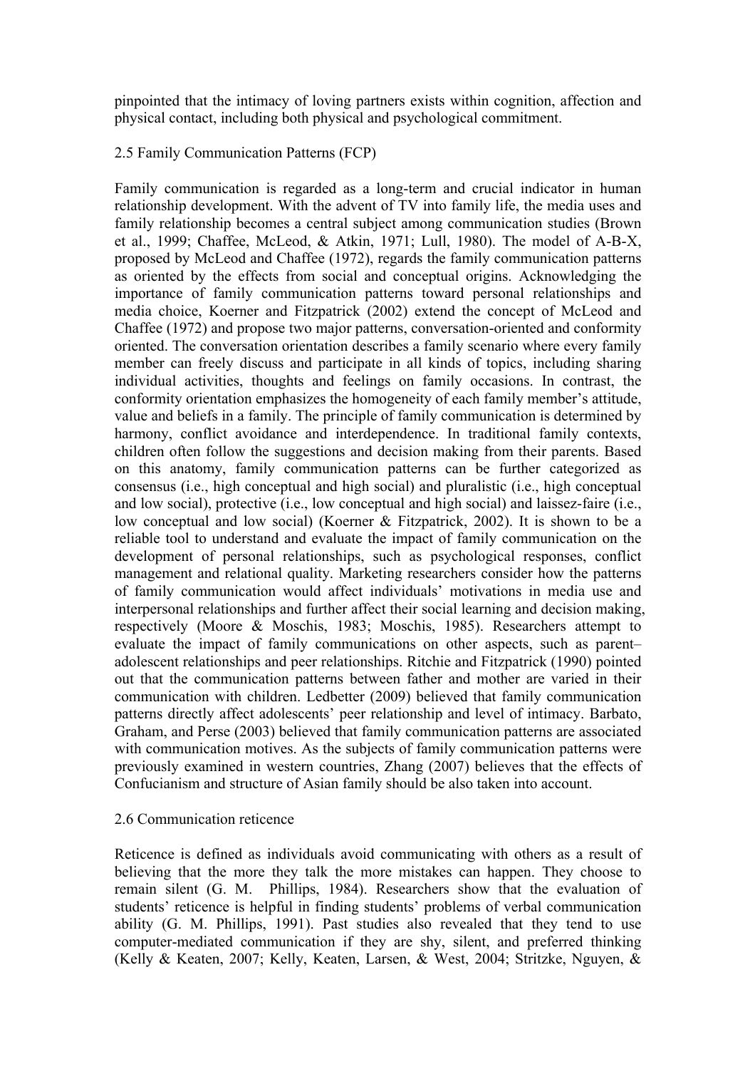pinpointed that the intimacy of loving partners exists within cognition, affection and physical contact, including both physical and psychological commitment.

## 2.5 Family Communication Patterns (FCP)

Family communication is regarded as a long-term and crucial indicator in human relationship development. With the advent of TV into family life, the media uses and family relationship becomes a central subject among communication studies (Brown et al., 1999; Chaffee, McLeod, & Atkin, 1971; Lull, 1980). The model of A-B-X, proposed by McLeod and Chaffee (1972), regards the family communication patterns as oriented by the effects from social and conceptual origins. Acknowledging the importance of family communication patterns toward personal relationships and media choice, Koerner and Fitzpatrick (2002) extend the concept of McLeod and Chaffee (1972) and propose two major patterns, conversation-oriented and conformity oriented. The conversation orientation describes a family scenario where every family member can freely discuss and participate in all kinds of topics, including sharing individual activities, thoughts and feelings on family occasions. In contrast, the conformity orientation emphasizes the homogeneity of each family member's attitude, value and beliefs in a family. The principle of family communication is determined by harmony, conflict avoidance and interdependence. In traditional family contexts, children often follow the suggestions and decision making from their parents. Based on this anatomy, family communication patterns can be further categorized as consensus (i.e., high conceptual and high social) and pluralistic (i.e., high conceptual and low social), protective (i.e., low conceptual and high social) and laissez-faire (i.e., low conceptual and low social) (Koerner & Fitzpatrick, 2002). It is shown to be a reliable tool to understand and evaluate the impact of family communication on the development of personal relationships, such as psychological responses, conflict management and relational quality. Marketing researchers consider how the patterns of family communication would affect individuals' motivations in media use and interpersonal relationships and further affect their social learning and decision making, respectively (Moore & Moschis, 1983; Moschis, 1985). Researchers attempt to evaluate the impact of family communications on other aspects, such as parent–adolescent relationships and peer relationships. Ritchie and Fitzpatrick (1990) pointed out that the communication patterns between father and mother are varied in their communication with children. Ledbetter (2009) believed that family communication patterns directly affect adolescents' peer relationship and level of intimacy. Barbato, Graham, and Perse (2003) believed that family communication patterns are associated with communication motives. As the subjects of family communication patterns were previously examined in western countries, Zhang (2007) believes that the effects of Confucianism and structure of Asian family should be also taken into account.

## 2.6 Communication reticence

Reticence is defined as individuals avoid communicating with others as a result of believing that the more they talk the more mistakes can happen. They choose to remain silent (G. M. Phillips, 1984). Researchers show that the evaluation of students' reticence is helpful in finding students' problems of verbal communication ability (G. M. Phillips, 1991). Past studies also revealed that they tend to use computer-mediated communication if they are shy, silent, and preferred thinking (Kelly & Keaten, 2007; Kelly, Keaten, Larsen, & West, 2004; Stritzke, Nguyen, &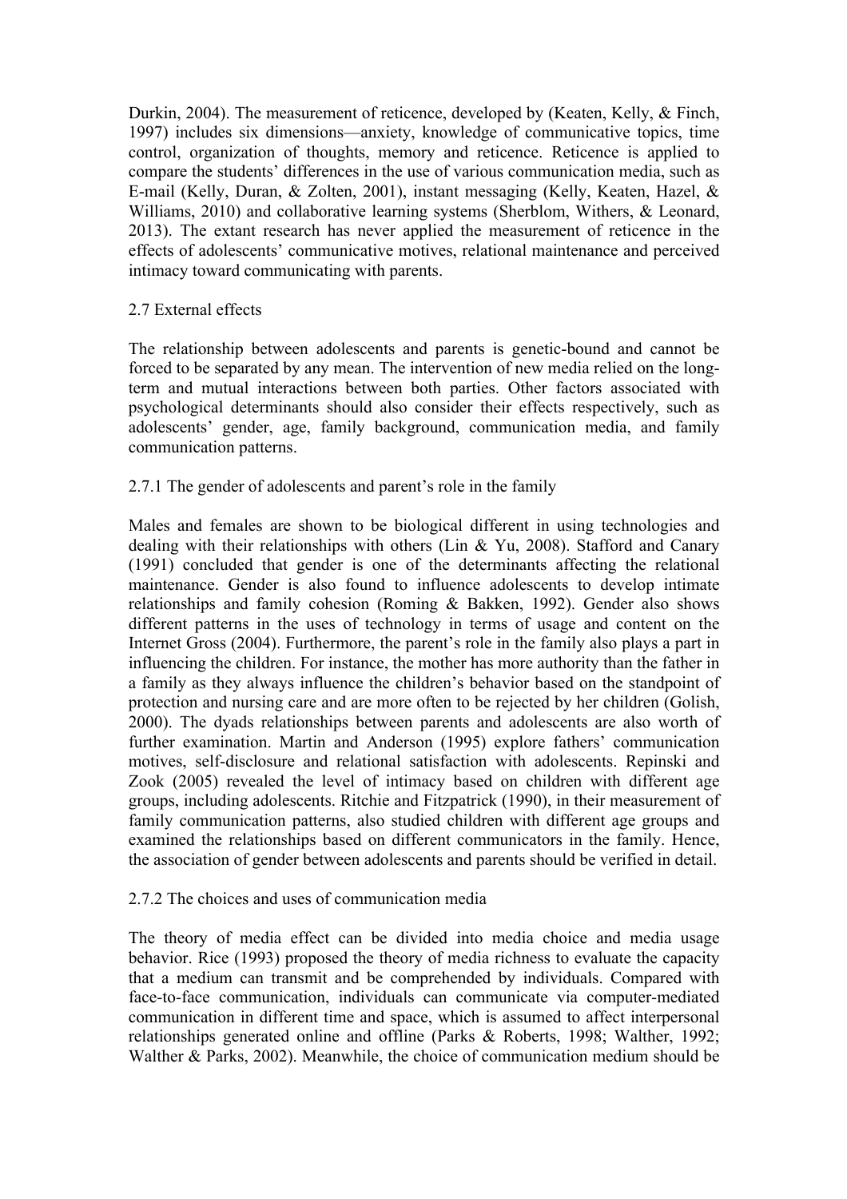Durkin, 2004). The measurement of reticence, developed by (Keaten, Kelly, & Finch, 1997) includes six dimensions—anxiety, knowledge of communicative topics, time control, organization of thoughts, memory and reticence. Reticence is applied to compare the students' differences in the use of various communication media, such as E-mail (Kelly, Duran, & Zolten, 2001), instant messaging (Kelly, Keaten, Hazel, & Williams, 2010) and collaborative learning systems (Sherblom, Withers, & Leonard, 2013). The extant research has never applied the measurement of reticence in the effects of adolescents' communicative motives, relational maintenance and perceived intimacy toward communicating with parents.

### 2.7 External effects

The relationship between adolescents and parents is genetic-bound and cannot be forced to be separated by any mean. The intervention of new media relied on the long-term and mutual interactions between both parties. Other factors associated with psychological determinants should also consider their effects respectively, such as adolescents' gender, age, family background, communication media, and family communication patterns.

#### 2.7.1 The gender of adolescents and parent's role in the family

Males and females are shown to be biological different in using technologies and dealing with their relationships with others (Lin & Yu, 2008). Stafford and Canary (1991) concluded that gender is one of the determinants affecting the relational maintenance. Gender is also found to influence adolescents to develop intimate relationships and family cohesion (Roming & Bakken, 1992). Gender also shows different patterns in the uses of technology in terms of usage and content on the Internet Gross (2004). Furthermore, the parent's role in the family also plays a part in influencing the children. For instance, the mother has more authority than the father in a family as they always influence the children's behavior based on the standpoint of protection and nursing care and are more often to be rejected by her children (Golish, 2000). The dyads relationships between parents and adolescents are also worth of further examination. Martin and Anderson (1995) explore fathers' communication motives, self-disclosure and relational satisfaction with adolescents. Repinski and Zook (2005) revealed the level of intimacy based on children with different age groups, including adolescents. Ritchie and Fitzpatrick (1990), in their measurement of family communication patterns, also studied children with different age groups and examined the relationships based on different communicators in the family. Hence, the association of gender between adolescents and parents should be verified in detail.

#### 2.7.2 The choices and uses of communication media

The theory of media effect can be divided into media choice and media usage behavior. Rice (1993) proposed the theory of media richness to evaluate the capacity that a medium can transmit and be comprehended by individuals. Compared with face-to-face communication, individuals can communicate via computer-mediated communication in different time and space, which is assumed to affect interpersonal relationships generated online and offline (Parks & Roberts, 1998; Walther, 1992; Walther & Parks, 2002). Meanwhile, the choice of communication medium should be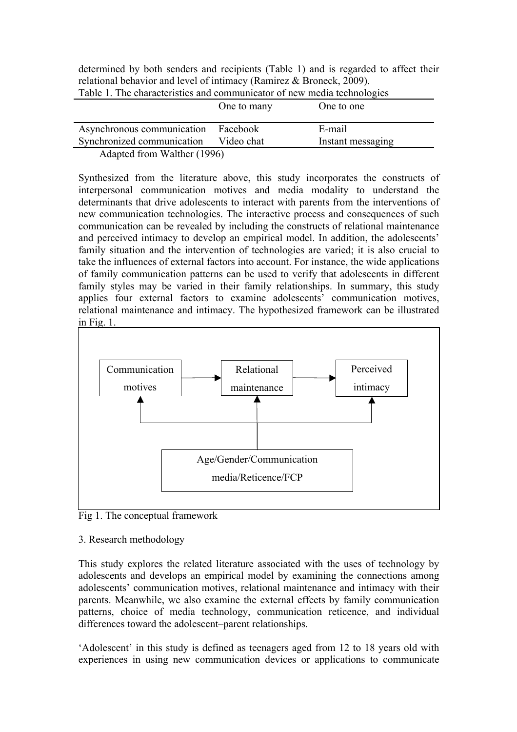determined by both senders and recipients (Table 1) and is regarded to affect their relational behavior and level of intimacy (Ramirez & Broneck, 2009).

Table 1. The characteristics and communicator of new media technologies

| | One to many | One to one |
|---|---|---|
| Asynchronous communication | Facebook | E-mail |
| Synchronized communication | Video chat | Instant messaging |

Adapted from Walther (1996)

Synthesized from the literature above, this study incorporates the constructs of interpersonal communication motives and media modality to understand the determinants that drive adolescents to interact with parents from the interventions of new communication technologies. The interactive process and consequences of such communication can be revealed by including the constructs of relational maintenance and perceived intimacy to develop an empirical model. In addition, the adolescents' family situation and the intervention of technologies are varied; it is also crucial to take the influences of external factors into account. For instance, the wide applications of family communication patterns can be used to verify that adolescents in different family styles may be varied in their family relationships. In summary, this study applies four external factors to examine adolescents' communication motives, relational maintenance and intimacy. The hypothesized framework can be illustrated in Fig. 1.

Fig 1. The conceptual framework

## 3. Research methodology

This study explores the related literature associated with the uses of technology by adolescents and develops an empirical model by examining the connections among adolescents' communication motives, relational maintenance and intimacy with their parents. Meanwhile, we also examine the external effects by family communication patterns, choice of media technology, communication reticence, and individual differences toward the adolescent–parent relationships.

'Adolescent' in this study is defined as teenagers aged from 12 to 18 years old with experiences in using new communication devices or applications to communicate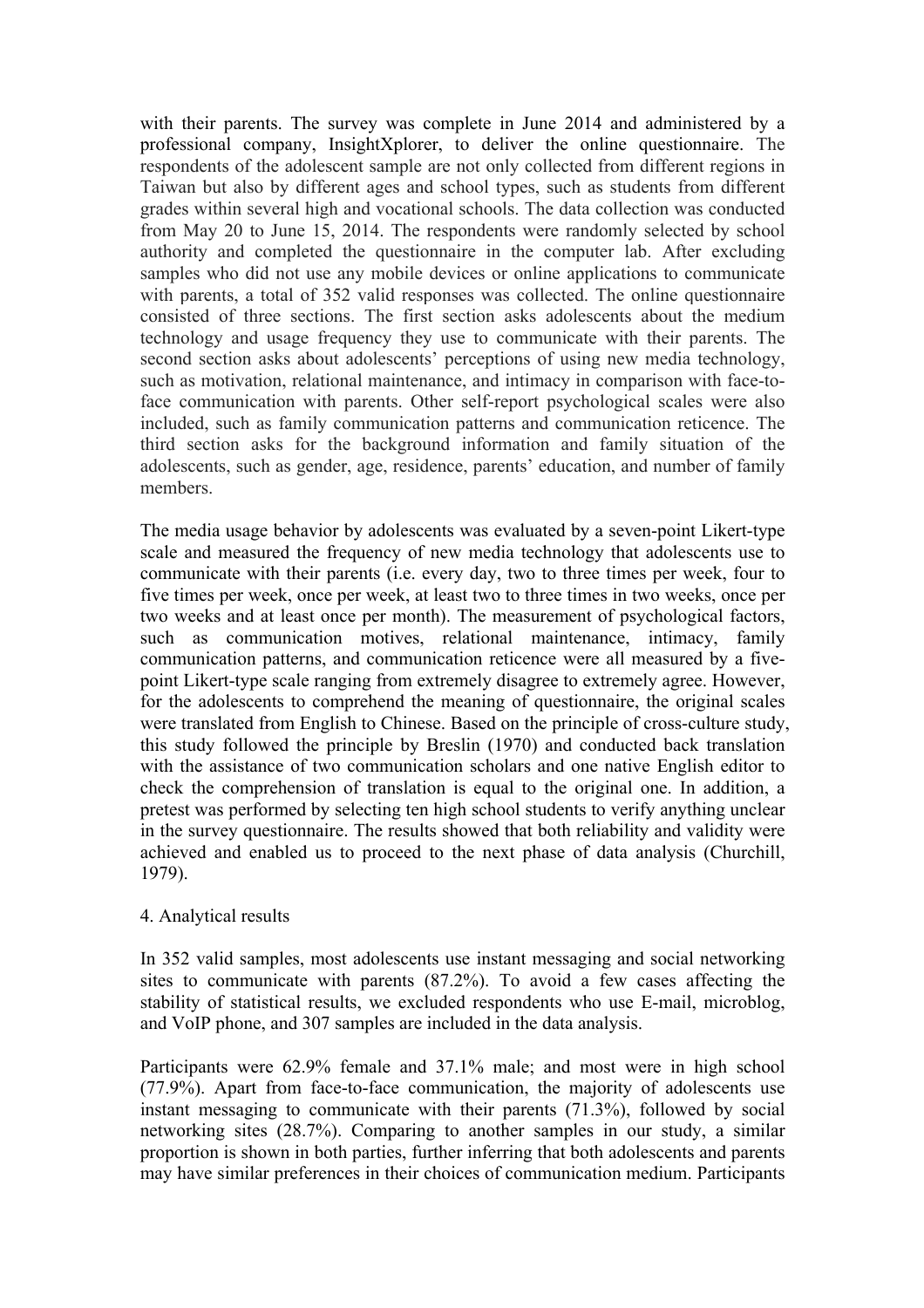with their parents. The survey was complete in June 2014 and administered by a professional company, InsightXplorer, to deliver the online questionnaire. The respondents of the adolescent sample are not only collected from different regions in Taiwan but also by different ages and school types, such as students from different grades within several high and vocational schools. The data collection was conducted from May 20 to June 15, 2014. The respondents were randomly selected by school authority and completed the questionnaire in the computer lab. After excluding samples who did not use any mobile devices or online applications to communicate with parents, a total of 352 valid responses was collected. The online questionnaire consisted of three sections. The first section asks adolescents about the medium technology and usage frequency they use to communicate with their parents. The second section asks about adolescents' perceptions of using new media technology, such as motivation, relational maintenance, and intimacy in comparison with face-to-face communication with parents. Other self-report psychological scales were also included, such as family communication patterns and communication reticence. The third section asks for the background information and family situation of the adolescents, such as gender, age, residence, parents' education, and number of family members.

The media usage behavior by adolescents was evaluated by a seven-point Likert-type scale and measured the frequency of new media technology that adolescents use to communicate with their parents (i.e. every day, two to three times per week, four to five times per week, once per week, at least two to three times in two weeks, once per two weeks and at least once per month). The measurement of psychological factors, such as communication motives, relational maintenance, intimacy, family communication patterns, and communication reticence were all measured by a five-point Likert-type scale ranging from extremely disagree to extremely agree. However, for the adolescents to comprehend the meaning of questionnaire, the original scales were translated from English to Chinese. Based on the principle of cross-culture study, this study followed the principle by Breslin (1970) and conducted back translation with the assistance of two communication scholars and one native English editor to check the comprehension of translation is equal to the original one. In addition, a pretest was performed by selecting ten high school students to verify anything unclear in the survey questionnaire. The results showed that both reliability and validity were achieved and enabled us to proceed to the next phase of data analysis (Churchill, 1979).

## 4. Analytical results

In 352 valid samples, most adolescents use instant messaging and social networking sites to communicate with parents (87.2%). To avoid a few cases affecting the stability of statistical results, we excluded respondents who use E-mail, microblog, and VoIP phone, and 307 samples are included in the data analysis.

Participants were 62.9% female and 37.1% male; and most were in high school (77.9%). Apart from face-to-face communication, the majority of adolescents use instant messaging to communicate with their parents (71.3%), followed by social networking sites (28.7%). Comparing to another samples in our study, a similar proportion is shown in both parties, further inferring that both adolescents and parents may have similar preferences in their choices of communication medium. Participants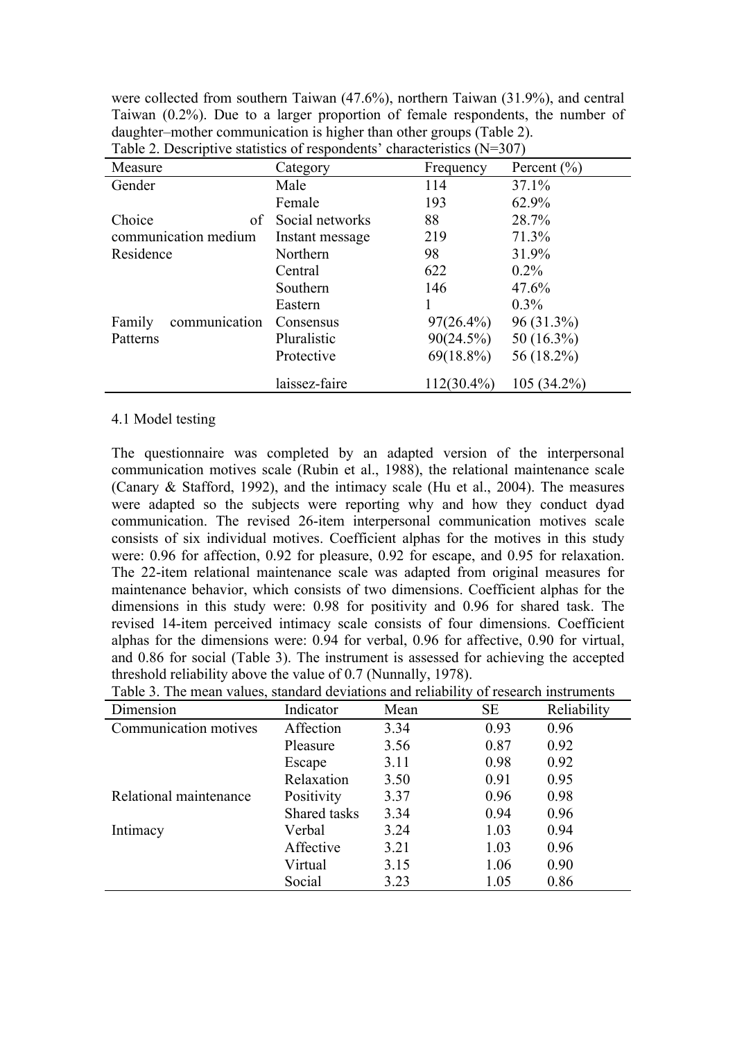were collected from southern Taiwan (47.6%), northern Taiwan (31.9%), and central Taiwan (0.2%). Due to a larger proportion of female respondents, the number of daughter–mother communication is higher than other groups (Table 2).

Table 2. Descriptive statistics of respondents' characteristics (N=307)

| Measure | Category | Frequency | Percent (%) |
|---|---|---|---|
| Gender | Male | 114 | 37.1% |
| | Female | 193 | 62.9% |
| Choice of communication medium | Social networks | 88 | 28.7% |
| | Instant message | 219 | 71.3% |
| Residence | Northern | 98 | 31.9% |
| | Central | 622 | 0.2% |
| | Southern | 146 | 47.6% |
| | Eastern | 1 | 0.3% |
| Family communication Patterns | Consensus | 97(26.4%) | 96 (31.3%) |
| | Pluralistic | 90(24.5%) | 50 (16.3%) |
| | Protective | 69(18.8%) | 56 (18.2%) |
| | laissez-faire | 112(30.4%) | 105 (34.2%) |

4.1 Model testing

The questionnaire was completed by an adapted version of the interpersonal communication motives scale (Rubin et al., 1988), the relational maintenance scale (Canary & Stafford, 1992), and the intimacy scale (Hu et al., 2004). The measures were adapted so the subjects were reporting why and how they conduct dyad communication. The revised 26-item interpersonal communication motives scale consists of six individual motives. Coefficient alphas for the motives in this study were: 0.96 for affection, 0.92 for pleasure, 0.92 for escape, and 0.95 for relaxation. The 22-item relational maintenance scale was adapted from original measures for maintenance behavior, which consists of two dimensions. Coefficient alphas for the dimensions in this study were: 0.98 for positivity and 0.96 for shared task. The revised 14-item perceived intimacy scale consists of four dimensions. Coefficient alphas for the dimensions were: 0.94 for verbal, 0.96 for affective, 0.90 for virtual, and 0.86 for social (Table 3). The instrument is assessed for achieving the accepted threshold reliability above the value of 0.7 (Nunnally, 1978).

Table 3. The mean values, standard deviations and reliability of research instruments

| Dimension | Indicator | Mean | SE | Reliability |
|---|---|---|---|---|
| Communication motives | Affection | 3.34 | 0.93 | 0.96 |
| | Pleasure | 3.56 | 0.87 | 0.92 |
| | Escape | 3.11 | 0.98 | 0.92 |
| | Relaxation | 3.50 | 0.91 | 0.95 |
| Relational maintenance | Positivity | 3.37 | 0.96 | 0.98 |
| | Shared tasks | 3.34 | 0.94 | 0.96 |
| Intimacy | Verbal | 3.24 | 1.03 | 0.94 |
| | Affective | 3.21 | 1.03 | 0.96 |
| | Virtual | 3.15 | 1.06 | 0.90 |
| | Social | 3.23 | 1.05 | 0.86 |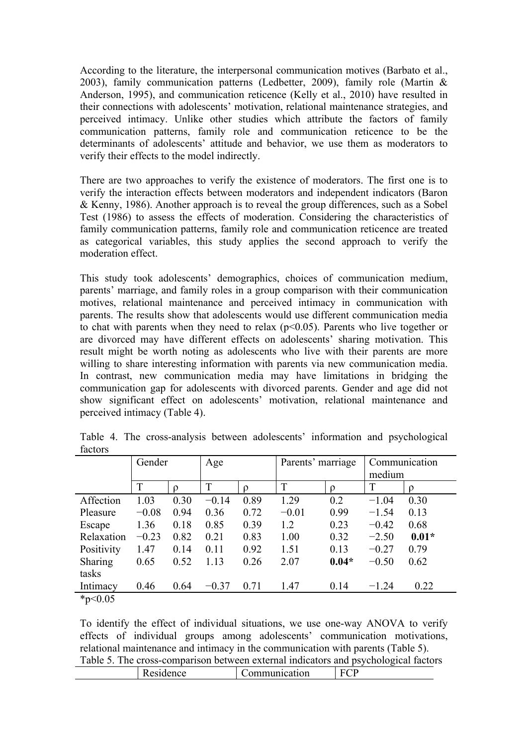According to the literature, the interpersonal communication motives (Barbato et al., 2003), family communication patterns (Ledbetter, 2009), family role (Martin & Anderson, 1995), and communication reticence (Kelly et al., 2010) have resulted in their connections with adolescents' motivation, relational maintenance strategies, and perceived intimacy. Unlike other studies which attribute the factors of family communication patterns, family role and communication reticence to be the determinants of adolescents' attitude and behavior, we use them as moderators to verify their effects to the model indirectly.

There are two approaches to verify the existence of moderators. The first one is to verify the interaction effects between moderators and independent indicators (Baron & Kenny, 1986). Another approach is to reveal the group differences, such as a Sobel Test (1986) to assess the effects of moderation. Considering the characteristics of family communication patterns, family role and communication reticence are treated as categorical variables, this study applies the second approach to verify the moderation effect.

This study took adolescents' demographics, choices of communication medium, parents' marriage, and family roles in a group comparison with their communication motives, relational maintenance and perceived intimacy in communication with parents. The results show that adolescents would use different communication media to chat with parents when they need to relax ($p<0.05$). Parents who live together or are divorced may have different effects on adolescents' sharing motivation. This result might be worth noting as adolescents who live with their parents are more willing to share interesting information with parents via new communication media. In contrast, new communication media may have limitations in bridging the communication gap for adolescents with divorced parents. Gender and age did not show significant effect on adolescents' motivation, relational maintenance and perceived intimacy (Table 4).

Table 4. The cross-analysis between adolescents' information and psychological factors

| | Gender | | Age | | Parents' marriage | | Communication medium | |
|---|---|---|---|---|---|---|---|---|
| | T | ρ | T | ρ | T | ρ | T | ρ |
| Affection | 1.03 | 0.30 | −0.14 | 0.89 | 1.29 | 0.2 | −1.04 | 0.30 |
| Pleasure | −0.08 | 0.94 | 0.36 | 0.72 | −0.01 | 0.99 | −1.54 | 0.13 |
| Escape | 1.36 | 0.18 | 0.85 | 0.39 | 1.2 | 0.23 | −0.42 | 0.68 |
| Relaxation | −0.23 | 0.82 | 0.21 | 0.83 | 1.00 | 0.32 | −2.50 | **0.01*** |
| Positivity | 1.47 | 0.14 | 0.11 | 0.92 | 1.51 | 0.13 | −0.27 | 0.79 |
| Sharing tasks | 0.65 | 0.52 | 1.13 | 0.26 | 2.07 | **0.04*** | −0.50 | 0.62 |
| Intimacy | 0.46 | 0.64 | −0.37 | 0.71 | 1.47 | 0.14 | −1.24 | 0.22 |

*$p<0.05$

To identify the effect of individual situations, we use one-way ANOVA to verify effects of individual groups among adolescents' communication motivations, relational maintenance and intimacy in the communication with parents (Table 5).

Table 5. The cross-comparison between external indicators and psychological factors

| | Residence | Communication | FCP |
|---|---|---|---|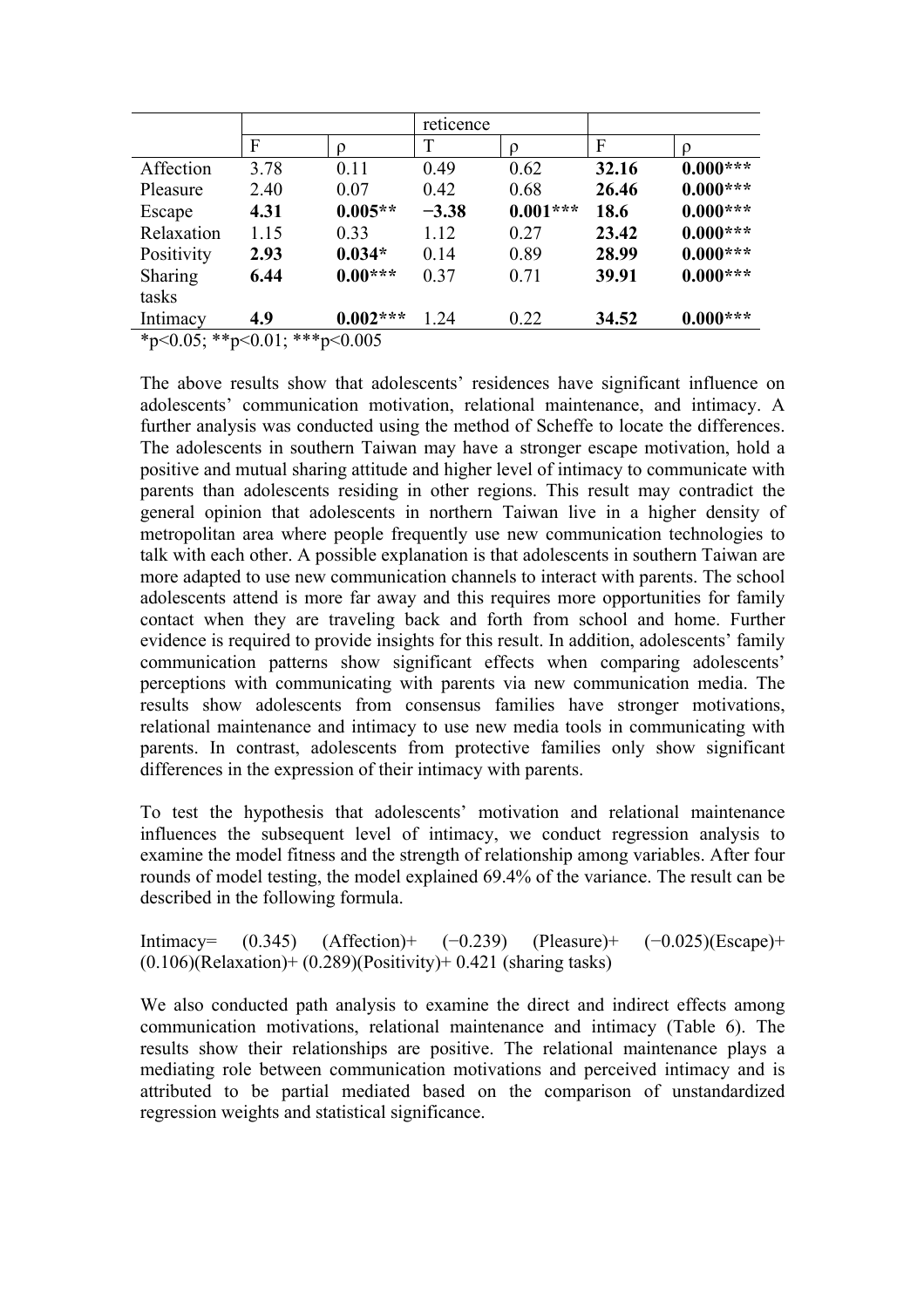| | | | reticence | | | |
|---|---|---|---|---|---|---|
| | F | ρ | T | ρ | F | ρ |
| Affection | 3.78 | 0.11 | 0.49 | 0.62 | **32.16** | **0.000*** ** |
| Pleasure | 2.40 | 0.07 | 0.42 | 0.68 | **26.46** | **0.000*** ** |
| Escape | **4.31** | **0.005** ** | **−3.38** | **0.001*** ** | **18.6** | **0.000*** ** |
| Relaxation | 1.15 | 0.33 | 1.12 | 0.27 | **23.42** | **0.000*** ** |
| Positivity | **2.93** | **0.034*** | 0.14 | 0.89 | **28.99** | **0.000*** ** |
| Sharing tasks | **6.44** | **0.00*** ** | 0.37 | 0.71 | **39.91** | **0.000*** ** |
| Intimacy | **4.9** | **0.002*** ** | 1.24 | 0.22 | **34.52** | **0.000*** ** |

*p<0.05; **p<0.01; ***p<0.005

The above results show that adolescents' residences have significant influence on adolescents' communication motivation, relational maintenance, and intimacy. A further analysis was conducted using the method of Scheffe to locate the differences. The adolescents in southern Taiwan may have a stronger escape motivation, hold a positive and mutual sharing attitude and higher level of intimacy to communicate with parents than adolescents residing in other regions. This result may contradict the general opinion that adolescents in northern Taiwan live in a higher density of metropolitan area where people frequently use new communication technologies to talk with each other. A possible explanation is that adolescents in southern Taiwan are more adapted to use new communication channels to interact with parents. The school adolescents attend is more far away and this requires more opportunities for family contact when they are traveling back and forth from school and home. Further evidence is required to provide insights for this result. In addition, adolescents' family communication patterns show significant effects when comparing adolescents' perceptions with communicating with parents via new communication media. The results show adolescents from consensus families have stronger motivations, relational maintenance and intimacy to use new media tools in communicating with parents. In contrast, adolescents from protective families only show significant differences in the expression of their intimacy with parents.

To test the hypothesis that adolescents' motivation and relational maintenance influences the subsequent level of intimacy, we conduct regression analysis to examine the model fitness and the strength of relationship among variables. After four rounds of model testing, the model explained 69.4% of the variance. The result can be described in the following formula.

$$\text{Intimacy} = (0.345)(\text{Affection}) + (-0.239)(\text{Pleasure}) + (-0.025)(\text{Escape}) + (0.106)(\text{Relaxation}) + (0.289)(\text{Positivity}) + 0.421\ (\text{sharing tasks})$$

We also conducted path analysis to examine the direct and indirect effects among communication motivations, relational maintenance and intimacy (Table 6). The results show their relationships are positive. The relational maintenance plays a mediating role between communication motivations and perceived intimacy and is attributed to be partial mediated based on the comparison of unstandardized regression weights and statistical significance.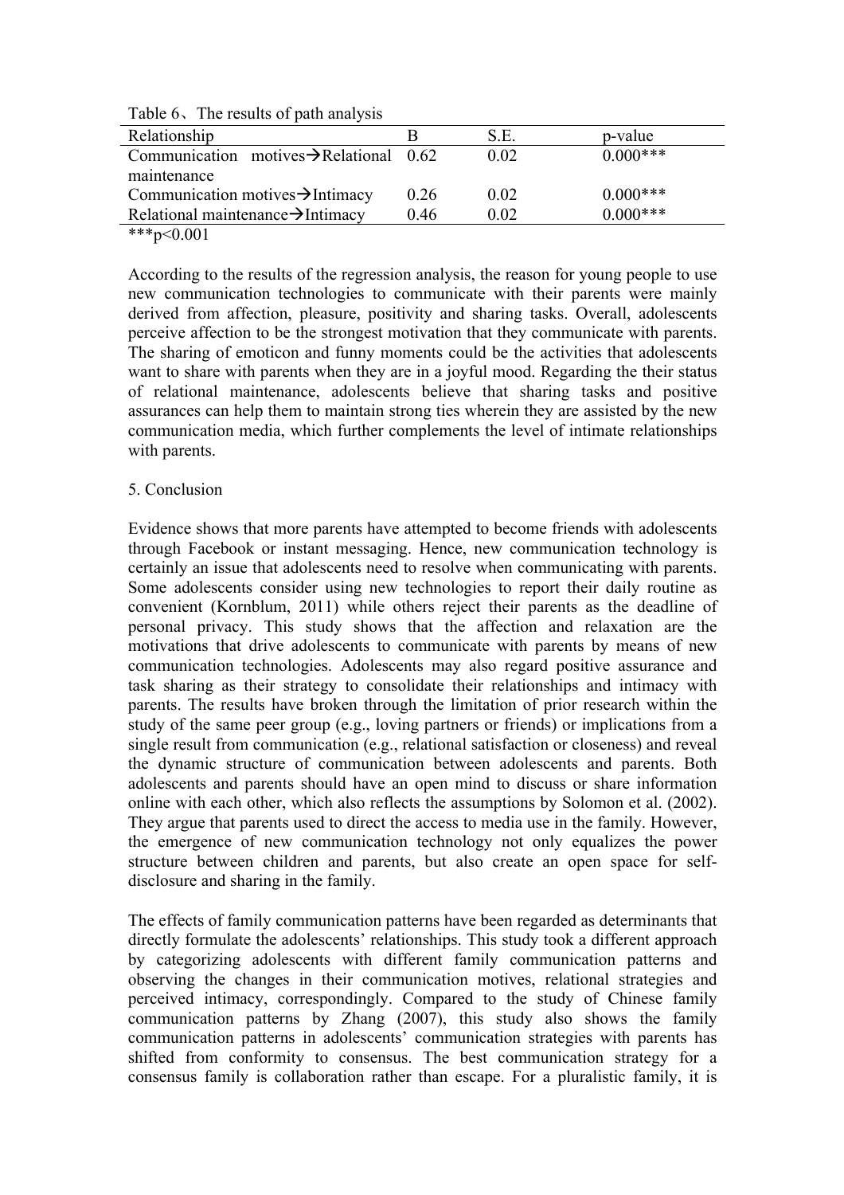Table 6、The results of path analysis

| Relationship | B | S.E. | p-value |
|---|---|---|---|
| Communication motives→Relational maintenance | 0.62 | 0.02 | 0.000*** |
| Communication motives→Intimacy | 0.26 | 0.02 | 0.000*** |
| Relational maintenance→Intimacy | 0.46 | 0.02 | 0.000*** |

***p<0.001

According to the results of the regression analysis, the reason for young people to use new communication technologies to communicate with their parents were mainly derived from affection, pleasure, positivity and sharing tasks. Overall, adolescents perceive affection to be the strongest motivation that they communicate with parents. The sharing of emoticon and funny moments could be the activities that adolescents want to share with parents when they are in a joyful mood. Regarding the their status of relational maintenance, adolescents believe that sharing tasks and positive assurances can help them to maintain strong ties wherein they are assisted by the new communication media, which further complements the level of intimate relationships with parents.

## 5. Conclusion

Evidence shows that more parents have attempted to become friends with adolescents through Facebook or instant messaging. Hence, new communication technology is certainly an issue that adolescents need to resolve when communicating with parents. Some adolescents consider using new technologies to report their daily routine as convenient (Kornblum, 2011) while others reject their parents as the deadline of personal privacy. This study shows that the affection and relaxation are the motivations that drive adolescents to communicate with parents by means of new communication technologies. Adolescents may also regard positive assurance and task sharing as their strategy to consolidate their relationships and intimacy with parents. The results have broken through the limitation of prior research within the study of the same peer group (e.g., loving partners or friends) or implications from a single result from communication (e.g., relational satisfaction or closeness) and reveal the dynamic structure of communication between adolescents and parents. Both adolescents and parents should have an open mind to discuss or share information online with each other, which also reflects the assumptions by Solomon et al. (2002). They argue that parents used to direct the access to media use in the family. However, the emergence of new communication technology not only equalizes the power structure between children and parents, but also create an open space for self-disclosure and sharing in the family.

The effects of family communication patterns have been regarded as determinants that directly formulate the adolescents' relationships. This study took a different approach by categorizing adolescents with different family communication patterns and observing the changes in their communication motives, relational strategies and perceived intimacy, correspondingly. Compared to the study of Chinese family communication patterns by Zhang (2007), this study also shows the family communication patterns in adolescents' communication strategies with parents has shifted from conformity to consensus. The best communication strategy for a consensus family is collaboration rather than escape. For a pluralistic family, it is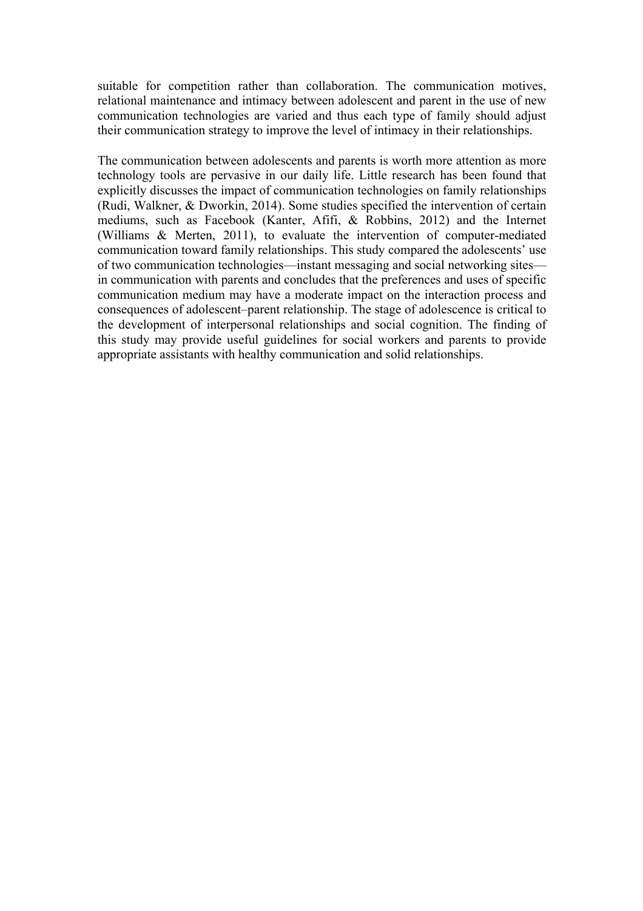suitable for competition rather than collaboration. The communication motives, relational maintenance and intimacy between adolescent and parent in the use of new communication technologies are varied and thus each type of family should adjust their communication strategy to improve the level of intimacy in their relationships.

The communication between adolescents and parents is worth more attention as more technology tools are pervasive in our daily life. Little research has been found that explicitly discusses the impact of communication technologies on family relationships (Rudi, Walkner, & Dworkin, 2014). Some studies specified the intervention of certain mediums, such as Facebook (Kanter, Afifi, & Robbins, 2012) and the Internet (Williams & Merten, 2011), to evaluate the intervention of computer-mediated communication toward family relationships. This study compared the adolescents' use of two communication technologies—instant messaging and social networking sites—in communication with parents and concludes that the preferences and uses of specific communication medium may have a moderate impact on the interaction process and consequences of adolescent–parent relationship. The stage of adolescence is critical to the development of interpersonal relationships and social cognition. The finding of this study may provide useful guidelines for social workers and parents to provide appropriate assistants with healthy communication and solid relationships.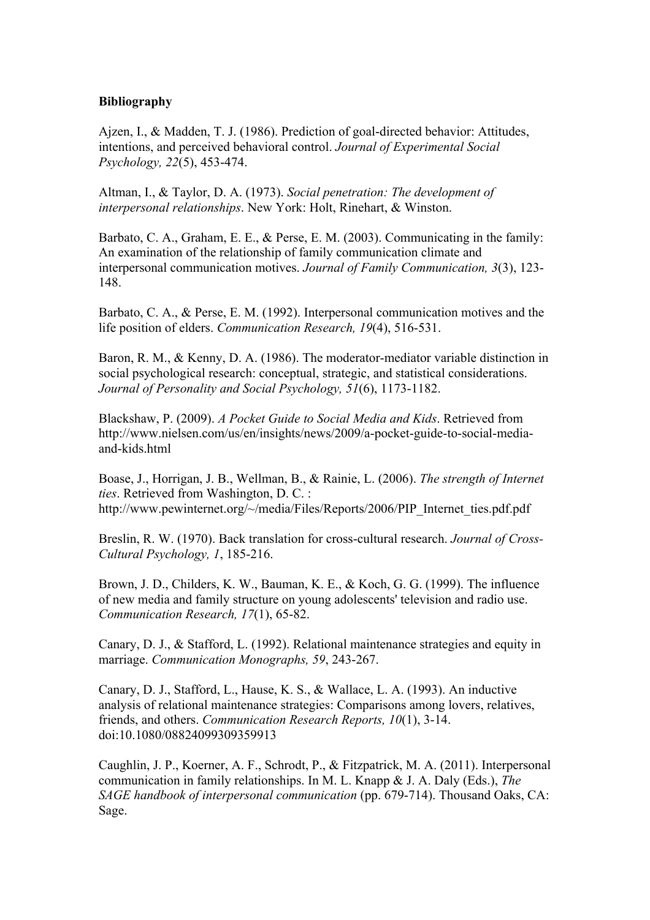**Bibliography**

Ajzen, I., & Madden, T. J. (1986). Prediction of goal-directed behavior: Attitudes, intentions, and perceived behavioral control. *Journal of Experimental Social Psychology, 22*(5), 453-474.

Altman, I., & Taylor, D. A. (1973). *Social penetration: The development of interpersonal relationships*. New York: Holt, Rinehart, & Winston.

Barbato, C. A., Graham, E. E., & Perse, E. M. (2003). Communicating in the family: An examination of the relationship of family communication climate and interpersonal communication motives. *Journal of Family Communication, 3*(3), 123-148.

Barbato, C. A., & Perse, E. M. (1992). Interpersonal communication motives and the life position of elders. *Communication Research, 19*(4), 516-531.

Baron, R. M., & Kenny, D. A. (1986). The moderator-mediator variable distinction in social psychological research: conceptual, strategic, and statistical considerations. *Journal of Personality and Social Psychology, 51*(6), 1173-1182.

Blackshaw, P. (2009). *A Pocket Guide to Social Media and Kids*. Retrieved from http://www.nielsen.com/us/en/insights/news/2009/a-pocket-guide-to-social-media-and-kids.html

Boase, J., Horrigan, J. B., Wellman, B., & Rainie, L. (2006). *The strength of Internet ties*. Retrieved from Washington, D. C. : http://www.pewinternet.org/~/media/Files/Reports/2006/PIP_Internet_ties.pdf.pdf

Breslin, R. W. (1970). Back translation for cross-cultural research. *Journal of Cross-Cultural Psychology, 1*, 185-216.

Brown, J. D., Childers, K. W., Bauman, K. E., & Koch, G. G. (1999). The influence of new media and family structure on young adolescents' television and radio use. *Communication Research, 17*(1), 65-82.

Canary, D. J., & Stafford, L. (1992). Relational maintenance strategies and equity in marriage. *Communication Monographs, 59*, 243-267.

Canary, D. J., Stafford, L., Hause, K. S., & Wallace, L. A. (1993). An inductive analysis of relational maintenance strategies: Comparisons among lovers, relatives, friends, and others. *Communication Research Reports, 10*(1), 3-14. doi:10.1080/08824099309359913

Caughlin, J. P., Koerner, A. F., Schrodt, P., & Fitzpatrick, M. A. (2011). Interpersonal communication in family relationships. In M. L. Knapp & J. A. Daly (Eds.), *The SAGE handbook of interpersonal communication* (pp. 679-714). Thousand Oaks, CA: Sage.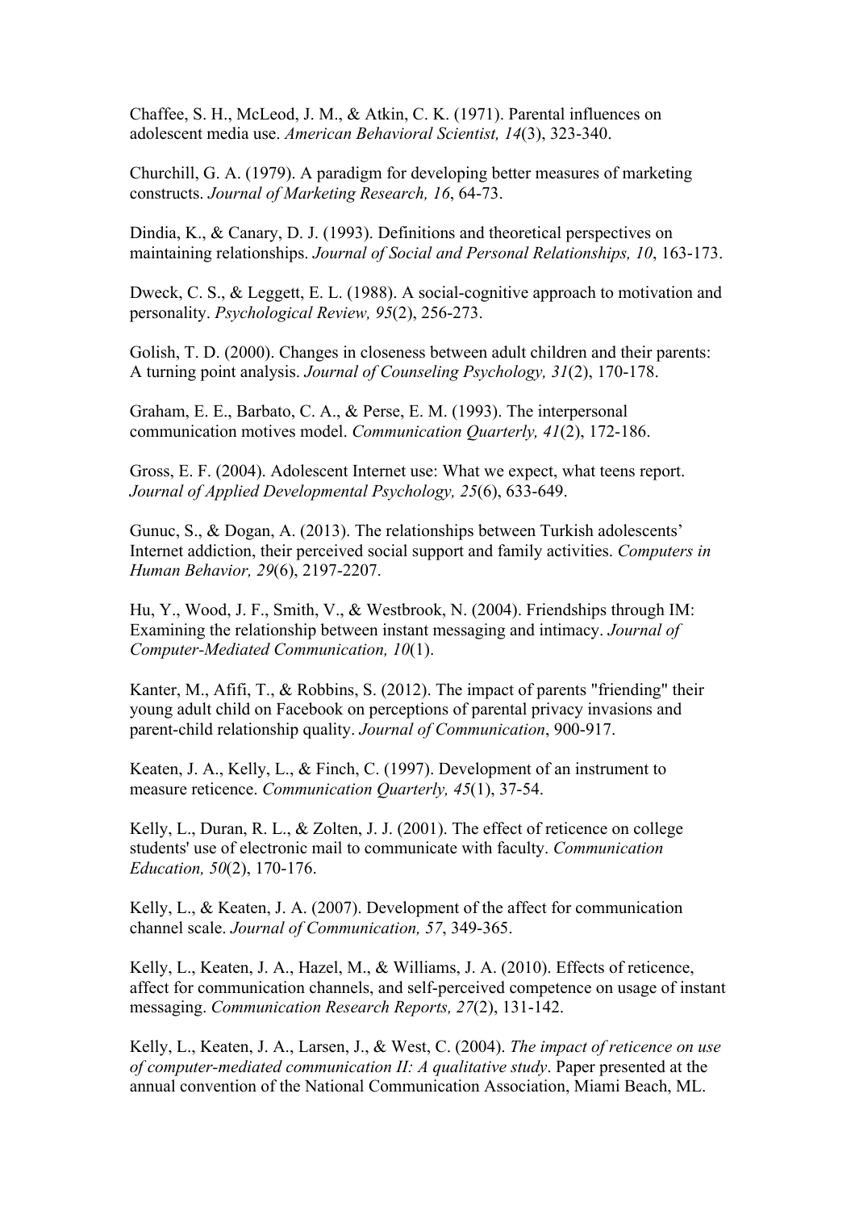Chaffee, S. H., McLeod, J. M., & Atkin, C. K. (1971). Parental influences on adolescent media use. *American Behavioral Scientist, 14*(3), 323-340.

Churchill, G. A. (1979). A paradigm for developing better measures of marketing constructs. *Journal of Marketing Research, 16*, 64-73.

Dindia, K., & Canary, D. J. (1993). Definitions and theoretical perspectives on maintaining relationships. *Journal of Social and Personal Relationships, 10*, 163-173.

Dweck, C. S., & Leggett, E. L. (1988). A social-cognitive approach to motivation and personality. *Psychological Review, 95*(2), 256-273.

Golish, T. D. (2000). Changes in closeness between adult children and their parents: A turning point analysis. *Journal of Counseling Psychology, 31*(2), 170-178.

Graham, E. E., Barbato, C. A., & Perse, E. M. (1993). The interpersonal communication motives model. *Communication Quarterly, 41*(2), 172-186.

Gross, E. F. (2004). Adolescent Internet use: What we expect, what teens report. *Journal of Applied Developmental Psychology, 25*(6), 633-649.

Gunuc, S., & Dogan, A. (2013). The relationships between Turkish adolescents' Internet addiction, their perceived social support and family activities. *Computers in Human Behavior, 29*(6), 2197-2207.

Hu, Y., Wood, J. F., Smith, V., & Westbrook, N. (2004). Friendships through IM: Examining the relationship between instant messaging and intimacy. *Journal of Computer-Mediated Communication, 10*(1).

Kanter, M., Afifi, T., & Robbins, S. (2012). The impact of parents "friending" their young adult child on Facebook on perceptions of parental privacy invasions and parent-child relationship quality. *Journal of Communication*, 900-917.

Keaten, J. A., Kelly, L., & Finch, C. (1997). Development of an instrument to measure reticence. *Communication Quarterly, 45*(1), 37-54.

Kelly, L., Duran, R. L., & Zolten, J. J. (2001). The effect of reticence on college students' use of electronic mail to communicate with faculty. *Communication Education, 50*(2), 170-176.

Kelly, L., & Keaten, J. A. (2007). Development of the affect for communication channel scale. *Journal of Communication, 57*, 349-365.

Kelly, L., Keaten, J. A., Hazel, M., & Williams, J. A. (2010). Effects of reticence, affect for communication channels, and self-perceived competence on usage of instant messaging. *Communication Research Reports, 27*(2), 131-142.

Kelly, L., Keaten, J. A., Larsen, J., & West, C. (2004). *The impact of reticence on use of computer-mediated communication II: A qualitative study*. Paper presented at the annual convention of the National Communication Association, Miami Beach, ML.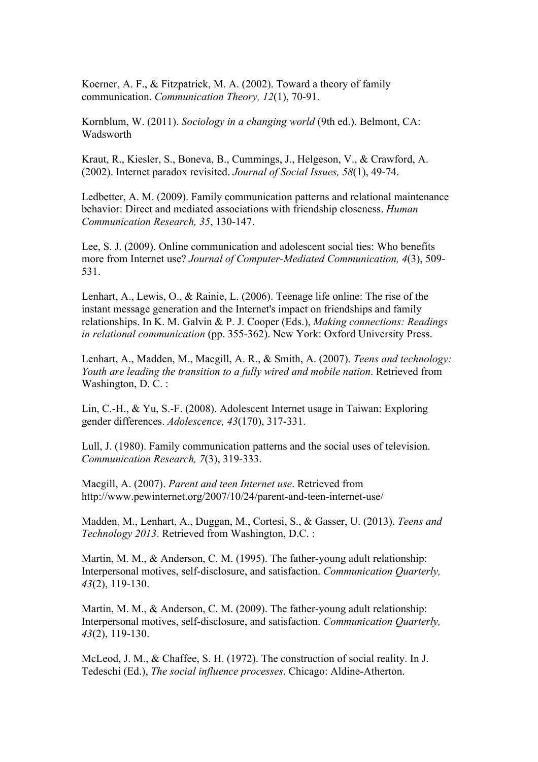Koerner, A. F., & Fitzpatrick, M. A. (2002). Toward a theory of family communication. *Communication Theory, 12*(1), 70-91.

Kornblum, W. (2011). *Sociology in a changing world* (9th ed.). Belmont, CA: Wadsworth

Kraut, R., Kiesler, S., Boneva, B., Cummings, J., Helgeson, V., & Crawford, A. (2002). Internet paradox revisited. *Journal of Social Issues, 58*(1), 49-74.

Ledbetter, A. M. (2009). Family communication patterns and relational maintenance behavior: Direct and mediated associations with friendship closeness. *Human Communication Research, 35*, 130-147.

Lee, S. J. (2009). Online communication and adolescent social ties: Who benefits more from Internet use? *Journal of Computer-Mediated Communication, 4*(3), 509-531.

Lenhart, A., Lewis, O., & Rainie, L. (2006). Teenage life online: The rise of the instant message generation and the Internet's impact on friendships and family relationships. In K. M. Galvin & P. J. Cooper (Eds.), *Making connections: Readings in relational communication* (pp. 355-362). New York: Oxford University Press.

Lenhart, A., Madden, M., Macgill, A. R., & Smith, A. (2007). *Teens and technology: Youth are leading the transition to a fully wired and mobile nation*. Retrieved from Washington, D. C. :

Lin, C.-H., & Yu, S.-F. (2008). Adolescent Internet usage in Taiwan: Exploring gender differences. *Adolescence, 43*(170), 317-331.

Lull, J. (1980). Family communication patterns and the social uses of television. *Communication Research, 7*(3), 319-333.

Macgill, A. (2007). *Parent and teen Internet use*. Retrieved from http://www.pewinternet.org/2007/10/24/parent-and-teen-internet-use/

Madden, M., Lenhart, A., Duggan, M., Cortesi, S., & Gasser, U. (2013). *Teens and Technology 2013*. Retrieved from Washington, D.C. :

Martin, M. M., & Anderson, C. M. (1995). The father-young adult relationship: Interpersonal motives, self-disclosure, and satisfaction. *Communication Quarterly, 43*(2), 119-130.

Martin, M. M., & Anderson, C. M. (2009). The father-young adult relationship: Interpersonal motives, self-disclosure, and satisfaction. *Communication Quarterly, 43*(2), 119-130.

McLeod, J. M., & Chaffee, S. H. (1972). The construction of social reality. In J. Tedeschi (Ed.), *The social influence processes*. Chicago: Aldine-Atherton.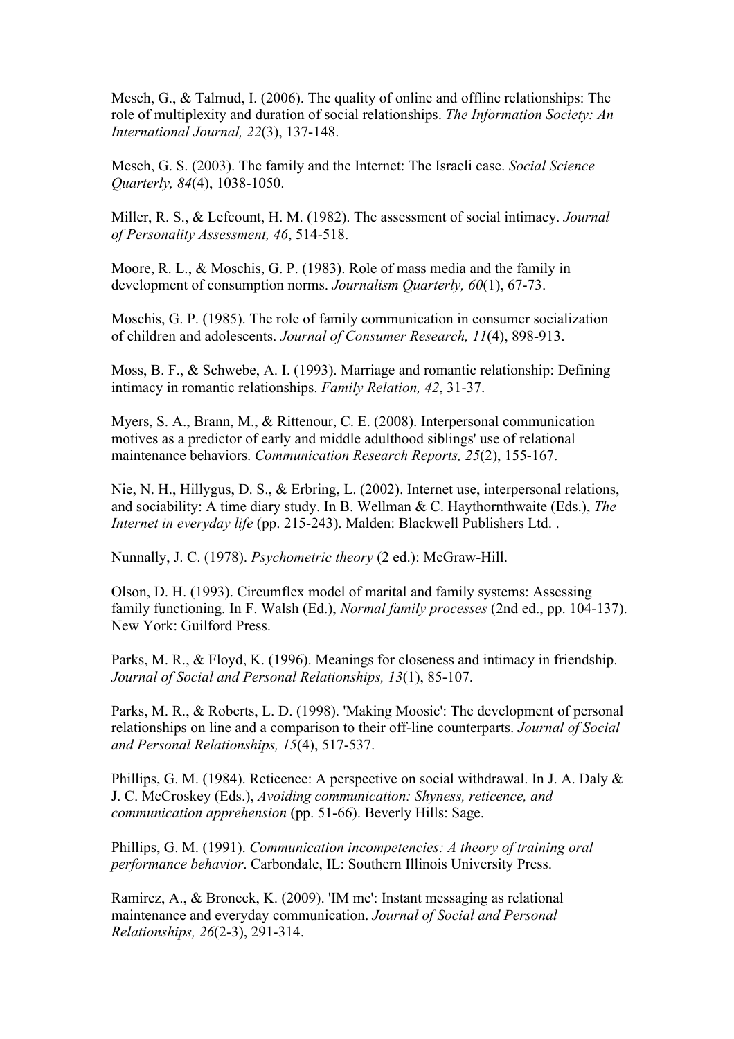Mesch, G., & Talmud, I. (2006). The quality of online and offline relationships: The role of multiplexity and duration of social relationships. *The Information Society: An International Journal, 22*(3), 137-148.

Mesch, G. S. (2003). The family and the Internet: The Israeli case. *Social Science Quarterly, 84*(4), 1038-1050.

Miller, R. S., & Lefcount, H. M. (1982). The assessment of social intimacy. *Journal of Personality Assessment, 46*, 514-518.

Moore, R. L., & Moschis, G. P. (1983). Role of mass media and the family in development of consumption norms. *Journalism Quarterly, 60*(1), 67-73.

Moschis, G. P. (1985). The role of family communication in consumer socialization of children and adolescents. *Journal of Consumer Research, 11*(4), 898-913.

Moss, B. F., & Schwebe, A. I. (1993). Marriage and romantic relationship: Defining intimacy in romantic relationships. *Family Relation, 42*, 31-37.

Myers, S. A., Brann, M., & Rittenour, C. E. (2008). Interpersonal communication motives as a predictor of early and middle adulthood siblings' use of relational maintenance behaviors. *Communication Research Reports, 25*(2), 155-167.

Nie, N. H., Hillygus, D. S., & Erbring, L. (2002). Internet use, interpersonal relations, and sociability: A time diary study. In B. Wellman & C. Haythornthwaite (Eds.), *The Internet in everyday life* (pp. 215-243). Malden: Blackwell Publishers Ltd. .

Nunnally, J. C. (1978). *Psychometric theory* (2 ed.): McGraw-Hill.

Olson, D. H. (1993). Circumflex model of marital and family systems: Assessing family functioning. In F. Walsh (Ed.), *Normal family processes* (2nd ed., pp. 104-137). New York: Guilford Press.

Parks, M. R., & Floyd, K. (1996). Meanings for closeness and intimacy in friendship. *Journal of Social and Personal Relationships, 13*(1), 85-107.

Parks, M. R., & Roberts, L. D. (1998). 'Making Moosic': The development of personal relationships on line and a comparison to their off-line counterparts. *Journal of Social and Personal Relationships, 15*(4), 517-537.

Phillips, G. M. (1984). Reticence: A perspective on social withdrawal. In J. A. Daly & J. C. McCroskey (Eds.), *Avoiding communication: Shyness, reticence, and communication apprehension* (pp. 51-66). Beverly Hills: Sage.

Phillips, G. M. (1991). *Communication incompetencies: A theory of training oral performance behavior*. Carbondale, IL: Southern Illinois University Press.

Ramirez, A., & Broneck, K. (2009). 'IM me': Instant messaging as relational maintenance and everyday communication. *Journal of Social and Personal Relationships, 26*(2-3), 291-314.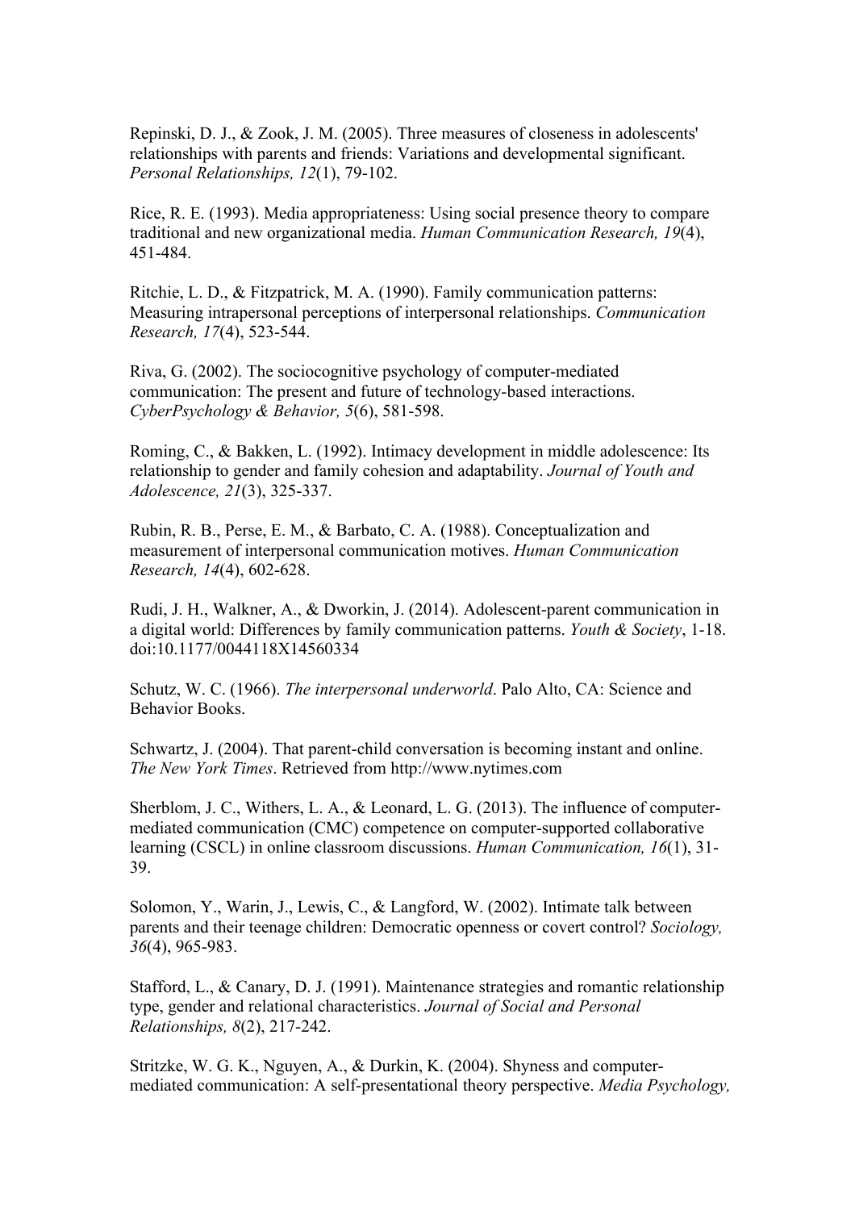Repinski, D. J., & Zook, J. M. (2005). Three measures of closeness in adolescents' relationships with parents and friends: Variations and developmental significant. *Personal Relationships, 12*(1), 79-102.

Rice, R. E. (1993). Media appropriateness: Using social presence theory to compare traditional and new organizational media. *Human Communication Research, 19*(4), 451-484.

Ritchie, L. D., & Fitzpatrick, M. A. (1990). Family communication patterns: Measuring intrapersonal perceptions of interpersonal relationships. *Communication Research, 17*(4), 523-544.

Riva, G. (2002). The sociocognitive psychology of computer-mediated communication: The present and future of technology-based interactions. *CyberPsychology & Behavior, 5*(6), 581-598.

Roming, C., & Bakken, L. (1992). Intimacy development in middle adolescence: Its relationship to gender and family cohesion and adaptability. *Journal of Youth and Adolescence, 21*(3), 325-337.

Rubin, R. B., Perse, E. M., & Barbato, C. A. (1988). Conceptualization and measurement of interpersonal communication motives. *Human Communication Research, 14*(4), 602-628.

Rudi, J. H., Walkner, A., & Dworkin, J. (2014). Adolescent-parent communication in a digital world: Differences by family communication patterns. *Youth & Society*, 1-18. doi:10.1177/0044118X14560334

Schutz, W. C. (1966). *The interpersonal underworld*. Palo Alto, CA: Science and Behavior Books.

Schwartz, J. (2004). That parent-child conversation is becoming instant and online. *The New York Times*. Retrieved from http://www.nytimes.com

Sherblom, J. C., Withers, L. A., & Leonard, L. G. (2013). The influence of computer-mediated communication (CMC) competence on computer-supported collaborative learning (CSCL) in online classroom discussions. *Human Communication, 16*(1), 31-39.

Solomon, Y., Warin, J., Lewis, C., & Langford, W. (2002). Intimate talk between parents and their teenage children: Democratic openness or covert control? *Sociology, 36*(4), 965-983.

Stafford, L., & Canary, D. J. (1991). Maintenance strategies and romantic relationship type, gender and relational characteristics. *Journal of Social and Personal Relationships, 8*(2), 217-242.

Stritzke, W. G. K., Nguyen, A., & Durkin, K. (2004). Shyness and computer-mediated communication: A self-presentational theory perspective. *Media Psychology,*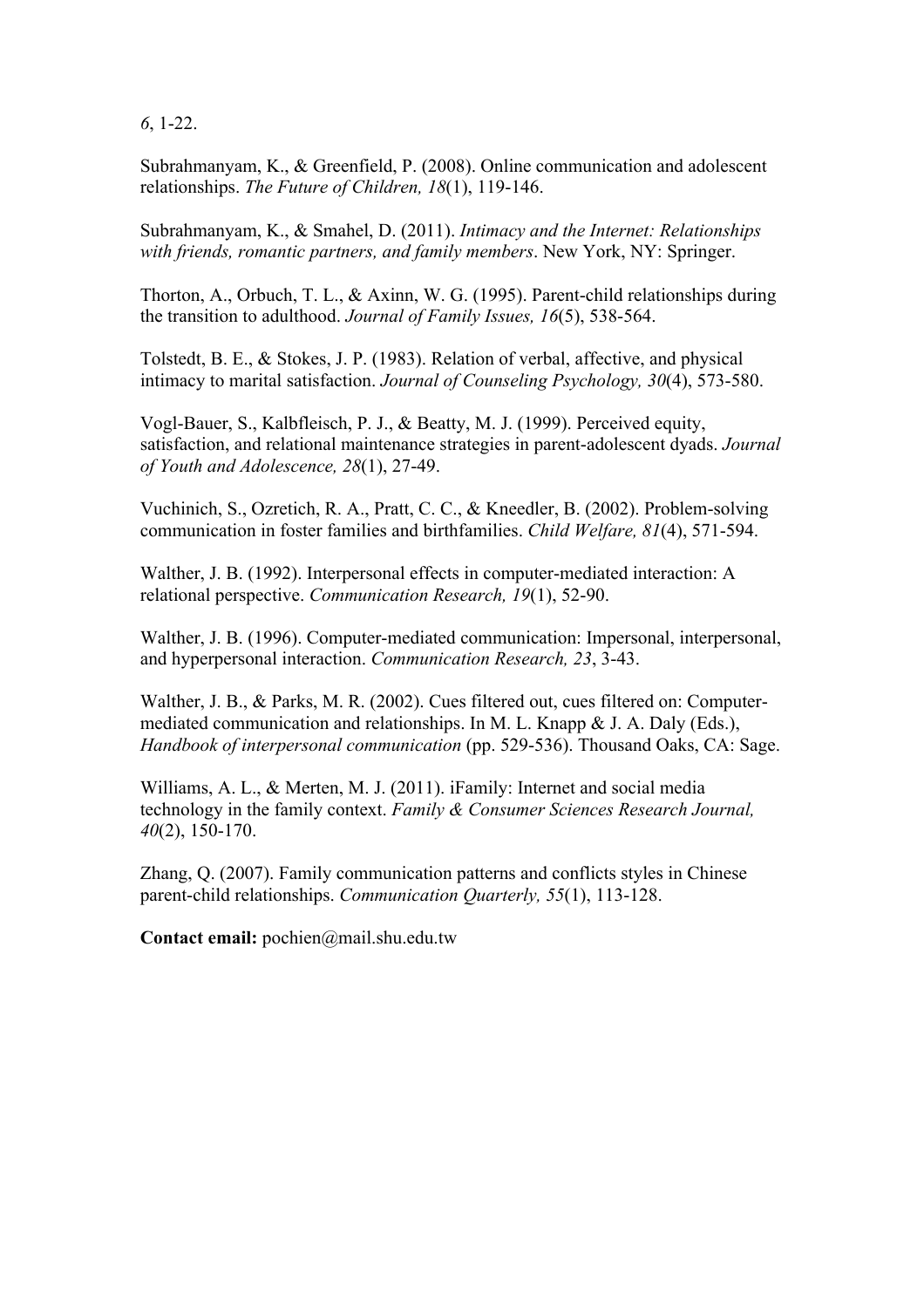*6*, 1-22.

Subrahmanyam, K., & Greenfield, P. (2008). Online communication and adolescent relationships. *The Future of Children, 18*(1), 119-146.

Subrahmanyam, K., & Smahel, D. (2011). *Intimacy and the Internet: Relationships with friends, romantic partners, and family members*. New York, NY: Springer.

Thorton, A., Orbuch, T. L., & Axinn, W. G. (1995). Parent-child relationships during the transition to adulthood. *Journal of Family Issues, 16*(5), 538-564.

Tolstedt, B. E., & Stokes, J. P. (1983). Relation of verbal, affective, and physical intimacy to marital satisfaction. *Journal of Counseling Psychology, 30*(4), 573-580.

Vogl-Bauer, S., Kalbfleisch, P. J., & Beatty, M. J. (1999). Perceived equity, satisfaction, and relational maintenance strategies in parent-adolescent dyads. *Journal of Youth and Adolescence, 28*(1), 27-49.

Vuchinich, S., Ozretich, R. A., Pratt, C. C., & Kneedler, B. (2002). Problem-solving communication in foster families and birthfamilies. *Child Welfare, 81*(4), 571-594.

Walther, J. B. (1992). Interpersonal effects in computer-mediated interaction: A relational perspective. *Communication Research, 19*(1), 52-90.

Walther, J. B. (1996). Computer-mediated communication: Impersonal, interpersonal, and hyperpersonal interaction. *Communication Research, 23*, 3-43.

Walther, J. B., & Parks, M. R. (2002). Cues filtered out, cues filtered on: Computer-mediated communication and relationships. In M. L. Knapp & J. A. Daly (Eds.), *Handbook of interpersonal communication* (pp. 529-536). Thousand Oaks, CA: Sage.

Williams, A. L., & Merten, M. J. (2011). iFamily: Internet and social media technology in the family context. *Family & Consumer Sciences Research Journal, 40*(2), 150-170.

Zhang, Q. (2007). Family communication patterns and conflicts styles in Chinese parent-child relationships. *Communication Quarterly, 55*(1), 113-128.

**Contact email:** pochien@mail.shu.edu.tw